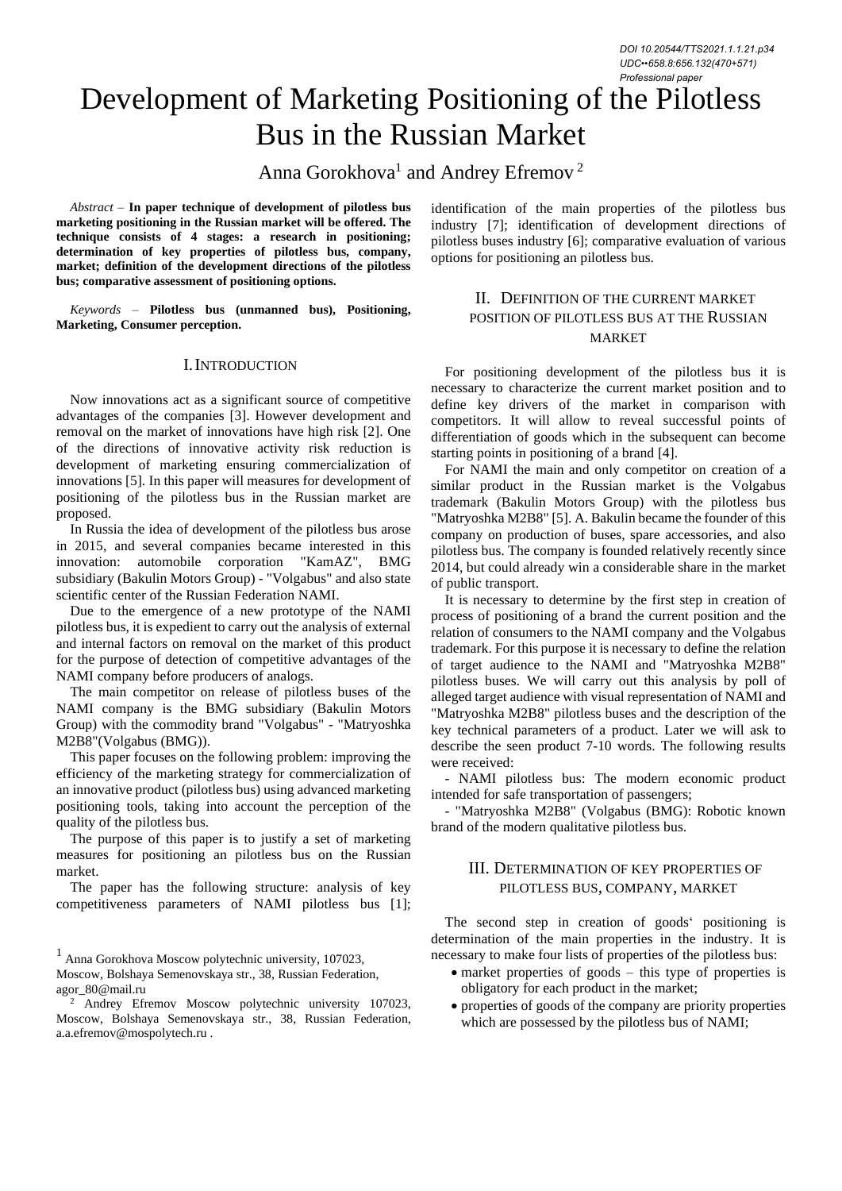DOI 10.20544/TTS2021.1.1.21.p34
UDC••658.8:656.132(470+571)
Professional paper

# Development of Marketing Positioning of the Pilotless Bus in the Russian Market

Anna Gorokhova[1] and Andrey Efremov[2]

*Abstract* – **In paper technique of development of pilotless bus marketing positioning in the Russian market will be offered. The technique consists of 4 stages: a research in positioning; determination of key properties of pilotless bus, company, market; definition of the development directions of the pilotless bus; comparative assessment of positioning options.**

*Keywords* – **Pilotless bus (unmanned bus), Positioning, Marketing, Consumer perception.**

## I. Introduction

Now innovations act as a significant source of competitive advantages of the companies [3]. However development and removal on the market of innovations have high risk [2]. One of the directions of innovative activity risk reduction is development of marketing ensuring commercialization of innovations [5]. In this paper will measures for development of positioning of the pilotless bus in the Russian market are proposed.

In Russia the idea of development of the pilotless bus arose in 2015, and several companies became interested in this innovation: automobile corporation "KamAZ", BMG subsidiary (Bakulin Motors Group) - "Volgabus" and also state scientific center of the Russian Federation NAMI.

Due to the emergence of a new prototype of the NAMI pilotless bus, it is expedient to carry out the analysis of external and internal factors on removal on the market of this product for the purpose of detection of competitive advantages of the NAMI company before producers of analogs.

The main competitor on release of pilotless buses of the NAMI company is the BMG subsidiary (Bakulin Motors Group) with the commodity brand "Volgabus" - "Matryoshka M2B8"(Volgabus (BMG)).

This paper focuses on the following problem: improving the efficiency of the marketing strategy for commercialization of an innovative product (pilotless bus) using advanced marketing positioning tools, taking into account the perception of the quality of the pilotless bus.

The purpose of this paper is to justify a set of marketing measures for positioning an pilotless bus on the Russian market.

The paper has the following structure: analysis of key competitiveness parameters of NAMI pilotless bus [1]; identification of the main properties of the pilotless bus industry [7]; identification of development directions of pilotless buses industry [6]; comparative evaluation of various options for positioning an pilotless bus.

## II. Definition of the Current Market Position of Pilotless Bus at the Russian Market

For positioning development of the pilotless bus it is necessary to characterize the current market position and to define key drivers of the market in comparison with competitors. It will allow to reveal successful points of differentiation of goods which in the subsequent can become starting points in positioning of a brand [4].

For NAMI the main and only competitor on creation of a similar product in the Russian market is the Volgabus trademark (Bakulin Motors Group) with the pilotless bus "Matryoshka M2B8" [5]. A. Bakulin became the founder of this company on production of buses, spare accessories, and also pilotless bus. The company is founded relatively recently since 2014, but could already win a considerable share in the market of public transport.

It is necessary to determine by the first step in creation of process of positioning of a brand the current position and the relation of consumers to the NAMI company and the Volgabus trademark. For this purpose it is necessary to define the relation of target audience to the NAMI and "Matryoshka M2B8" pilotless buses. We will carry out this analysis by poll of alleged target audience with visual representation of NAMI and "Matryoshka M2B8" pilotless buses and the description of the key technical parameters of a product. Later we will ask to describe the seen product 7-10 words. The following results were received:

- NAMI pilotless bus: The modern economic product intended for safe transportation of passengers;

- "Matryoshka M2B8" (Volgabus (BMG): Robotic known brand of the modern qualitative pilotless bus.

## III. Determination of Key Properties of Pilotless Bus, Company, Market

The second step in creation of goods' positioning is determination of the main properties in the industry. It is necessary to make four lists of properties of the pilotless bus:

- market properties of goods – this type of properties is obligatory for each product in the market;
- properties of goods of the company are priority properties which are possessed by the pilotless bus of NAMI;

[1] Anna Gorokhova Moscow polytechnic university, 107023, Moscow, Bolshaya Semenovskaya str., 38, Russian Federation, agor_80@mail.ru

[2] Andrey Efremov Moscow polytechnic university 107023, Moscow, Bolshaya Semenovskaya str., 38, Russian Federation, a.a.efremov@mospolytech.ru .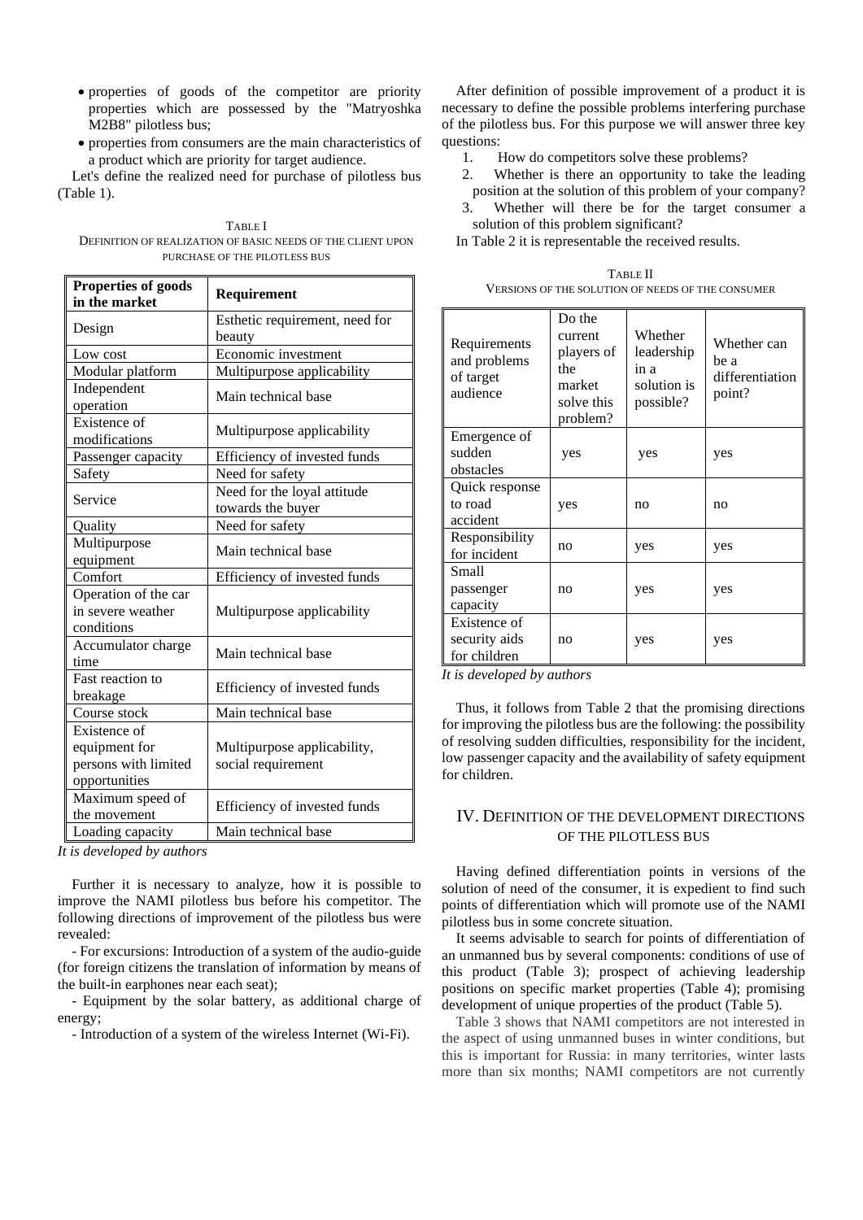- properties of goods of the competitor are priority properties which are possessed by the "Matryoshka M2B8" pilotless bus;
- properties from consumers are the main characteristics of a product which are priority for target audience.

Let's define the realized need for purchase of pilotless bus (Table 1).

TABLE I
DEFINITION OF REALIZATION OF BASIC NEEDS OF THE CLIENT UPON PURCHASE OF THE PILOTLESS BUS

| **Properties of goods in the market** | **Requirement** |
| --- | --- |
| Design | Esthetic requirement, need for beauty |
| Low cost | Economic investment |
| Modular platform | Multipurpose applicability |
| Independent operation | Main technical base |
| Existence of modifications | Multipurpose applicability |
| Passenger capacity | Efficiency of invested funds |
| Safety | Need for safety |
| Service | Need for the loyal attitude towards the buyer |
| Quality | Need for safety |
| Multipurpose equipment | Main technical base |
| Comfort | Efficiency of invested funds |
| Operation of the car in severe weather conditions | Multipurpose applicability |
| Accumulator charge time | Main technical base |
| Fast reaction to breakage | Efficiency of invested funds |
| Course stock | Main technical base |
| Existence of equipment for persons with limited opportunities | Multipurpose applicability, social requirement |
| Maximum speed of the movement | Efficiency of invested funds |
| Loading capacity | Main technical base |

*It is developed by authors*

Further it is necessary to analyze, how it is possible to improve the NAMI pilotless bus before his competitor. The following directions of improvement of the pilotless bus were revealed:

- For excursions: Introduction of a system of the audio-guide (for foreign citizens the translation of information by means of the built-in earphones near each seat);

- Equipment by the solar battery, as additional charge of energy;

- Introduction of a system of the wireless Internet (Wi-Fi).

After definition of possible improvement of a product it is necessary to define the possible problems interfering purchase of the pilotless bus. For this purpose we will answer three key questions:

1. How do competitors solve these problems?
2. Whether is there an opportunity to take the leading position at the solution of this problem of your company?
3. Whether will there be for the target consumer a solution of this problem significant?

In Table 2 it is representable the received results.

TABLE II
VERSIONS OF THE SOLUTION OF NEEDS OF THE CONSUMER

| Requirements and problems of target audience | Do the current players of the market solve this problem? | Whether leadership in a solution is possible? | Whether can be a differentiation point? |
| --- | --- | --- | --- |
| Emergence of sudden obstacles | yes | yes | yes |
| Quick response to road accident | yes | no | no |
| Responsibility for incident | no | yes | yes |
| Small passenger capacity | no | yes | yes |
| Existence of security aids for children | no | yes | yes |

*It is developed by authors*

Thus, it follows from Table 2 that the promising directions for improving the pilotless bus are the following: the possibility of resolving sudden difficulties, responsibility for the incident, low passenger capacity and the availability of safety equipment for children.

## IV. DEFINITION OF THE DEVELOPMENT DIRECTIONS OF THE PILOTLESS BUS

Having defined differentiation points in versions of the solution of need of the consumer, it is expedient to find such points of differentiation which will promote use of the NAMI pilotless bus in some concrete situation.

It seems advisable to search for points of differentiation of an unmanned bus by several components: conditions of use of this product (Table 3); prospect of achieving leadership positions on specific market properties (Table 4); promising development of unique properties of the product (Table 5).

Table 3 shows that NAMI competitors are not interested in the aspect of using unmanned buses in winter conditions, but this is important for Russia: in many territories, winter lasts more than six months; NAMI competitors are not currently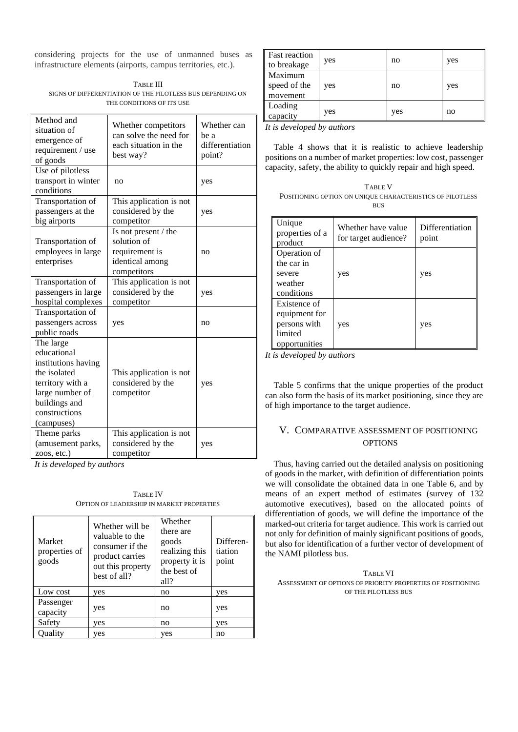considering projects for the use of unmanned buses as infrastructure elements (airports, campus territories, etc.).

TABLE III
SIGNS OF DIFFERENTIATION OF THE PILOTLESS BUS DEPENDING ON THE CONDITIONS OF ITS USE

| Method and situation of emergence of requirement / use of goods | Whether competitors can solve the need for each situation in the best way? | Whether can be a differentiation point? |
|---|---|---|
| Use of pilotless transport in winter conditions | no | yes |
| Transportation of passengers at the big airports | This application is not considered by the competitor | yes |
| Transportation of employees in large enterprises | Is not present / the solution of requirement is identical among competitors | no |
| Transportation of passengers in large hospital complexes | This application is not considered by the competitor | yes |
| Transportation of passengers across public roads | yes | no |
| The large educational institutions having the isolated territory with a large number of buildings and constructions (campuses) | This application is not considered by the competitor | yes |
| Theme parks (amusement parks, zoos, etc.) | This application is not considered by the competitor | yes |

*It is developed by authors*

TABLE IV
OPTION OF LEADERSHIP IN MARKET PROPERTIES

| Market properties of goods | Whether will be valuable to the consumer if the product carries out this property best of all? | Whether there are goods realizing this property it is the best of all? | Differentiation point |
|---|---|---|---|
| Low cost | yes | no | yes |
| Passenger capacity | yes | no | yes |
| Safety | yes | no | yes |
| Quality | yes | yes | no |
| Fast reaction to breakage | yes | no | yes |
| Maximum speed of the movement | yes | no | yes |
| Loading capacity | yes | yes | no |

*It is developed by authors*

Table 4 shows that it is realistic to achieve leadership positions on a number of market properties: low cost, passenger capacity, safety, the ability to quickly repair and high speed.

TABLE V
POSITIONING OPTION ON UNIQUE CHARACTERISTICS OF PILOTLESS BUS

| Unique properties of a product | Whether have value for target audience? | Differentiation point |
|---|---|---|
| Operation of the car in severe weather conditions | yes | yes |
| Existence of equipment for persons with limited opportunities | yes | yes |

*It is developed by authors*

Table 5 confirms that the unique properties of the product can also form the basis of its market positioning, since they are of high importance to the target audience.

## V. COMPARATIVE ASSESSMENT OF POSITIONING OPTIONS

Thus, having carried out the detailed analysis on positioning of goods in the market, with definition of differentiation points we will consolidate the obtained data in one Table 6, and by means of an expert method of estimates (survey of 132 automotive executives), based on the allocated points of differentiation of goods, we will define the importance of the marked-out criteria for target audience. This work is carried out not only for definition of mainly significant positions of goods, but also for identification of a further vector of development of the NAMI pilotless bus.

TABLE VI
ASSESSMENT OF OPTIONS OF PRIORITY PROPERTIES OF POSITIONING OF THE PILOTLESS BUS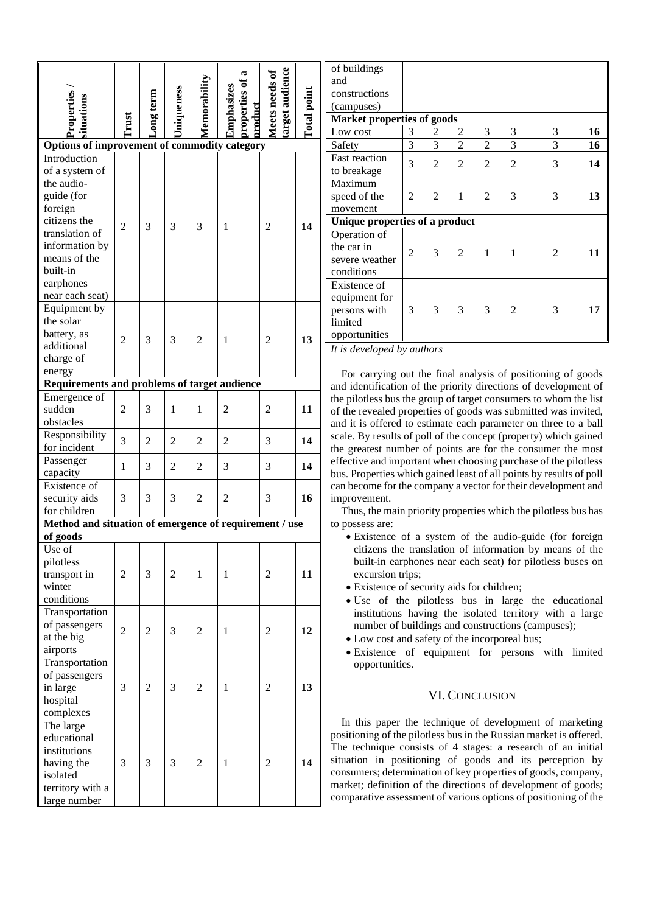| Properties / situations | Trust | Long term | Uniqueness | Memorability | Emphasizes properties of a product | Meets needs of target audience | Total point |
|---|---|---|---|---|---|---|---|
| **Options of improvement of commodity category** | | | | | | | |
| Introduction of a system of the audio-guide (for foreign citizens the translation of information by means of the built-in earphones near each seat) | 2 | 3 | 3 | 3 | 1 | 2 | **14** |
| Equipment by the solar battery, as additional charge of energy | 2 | 3 | 3 | 2 | 1 | 2 | **13** |
| **Requirements and problems of target audience** | | | | | | | |
| Emergence of sudden obstacles | 2 | 3 | 1 | 1 | 2 | 2 | **11** |
| Responsibility for incident | 3 | 2 | 2 | 2 | 2 | 3 | **14** |
| Passenger capacity | 1 | 3 | 2 | 2 | 3 | 3 | **14** |
| Existence of security aids for children | 3 | 3 | 3 | 2 | 2 | 3 | **16** |
| **Method and situation of emergence of requirement / use of goods** | | | | | | | |
| Use of pilotless transport in winter conditions | 2 | 3 | 2 | 1 | 1 | 2 | **11** |
| Transportation of passengers at the big airports | 2 | 2 | 3 | 2 | 1 | 2 | **12** |
| Transportation of passengers in large hospital complexes | 3 | 2 | 3 | 2 | 1 | 2 | **13** |
| The large educational institutions having the isolated territory with a large number of buildings and constructions (campuses) | 3 | 3 | 3 | 2 | 1 | 2 | **14** |
| **Market properties of goods** | | | | | | | |
| Low cost | 3 | 2 | 2 | 3 | 3 | 3 | **16** |
| Safety | 3 | 3 | 2 | 2 | 3 | 3 | **16** |
| Fast reaction to breakage | 3 | 2 | 2 | 2 | 2 | 3 | **14** |
| Maximum speed of the movement | 2 | 2 | 1 | 2 | 3 | 3 | **13** |
| **Unique properties of a product** | | | | | | | |
| Operation of the car in severe weather conditions | 2 | 3 | 2 | 1 | 1 | 2 | **11** |
| Existence of equipment for persons with limited opportunities | 3 | 3 | 3 | 3 | 2 | 3 | **17** |

*It is developed by authors*

For carrying out the final analysis of positioning of goods and identification of the priority directions of development of the pilotless bus the group of target consumers to whom the list of the revealed properties of goods was submitted was invited, and it is offered to estimate each parameter on three to a ball scale. By results of poll of the concept (property) which gained the greatest number of points are for the consumer the most effective and important when choosing purchase of the pilotless bus. Properties which gained least of all points by results of poll can become for the company a vector for their development and improvement.

Thus, the main priority properties which the pilotless bus has to possess are:

- Existence of a system of the audio-guide (for foreign citizens the translation of information by means of the built-in earphones near each seat) for pilotless buses on excursion trips;
- Existence of security aids for children;
- Use of the pilotless bus in large the educational institutions having the isolated territory with a large number of buildings and constructions (campuses);
- Low cost and safety of the incorporeal bus;
- Existence of equipment for persons with limited opportunities.

## VI. Conclusion

In this paper the technique of development of marketing positioning of the pilotless bus in the Russian market is offered. The technique consists of 4 stages: a research of an initial situation in positioning of goods and its perception by consumers; determination of key properties of goods, company, market; definition of the directions of development of goods; comparative assessment of various options of positioning of the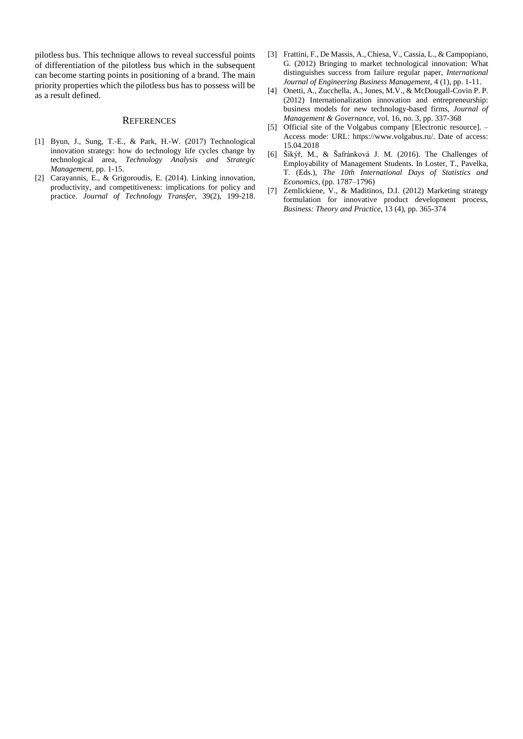pilotless bus. This technique allows to reveal successful points of differentiation of the pilotless bus which in the subsequent can become starting points in positioning of a brand. The main priority properties which the pilotless bus has to possess will be as a result defined.

## References

[1] Byun, J., Sung, T.-E., & Park, H.-W. (2017) Technological innovation strategy: how do technology life cycles change by technological area, *Technology Analysis and Strategic Management*, pp. 1-15.

[2] Carayannis, E., & Grigoroudis, E. (2014). Linking innovation, productivity, and competitiveness: implications for policy and practice. *Journal of Technology Transfer*, 39(2), 199-218.

[3] Frattini, F., De Massis, A., Chiesa, V., Cassia, L., & Campopiano, G. (2012) Bringing to market technological innovation: What distinguishes success from failure regular paper, *International Journal of Engineering Business Management*, 4 (1), pp. 1-11.

[4] Onetti, A., Zucchella, A., Jones, M.V., & McDougall-Covin P. P. (2012) Internationalization innovation and entrepreneurship: business models for new technology-based firms, *Journal of Management & Governance*, vol. 16, no. 3, pp. 337-368

[5] Official site of the Volgabus company [Electronic resource]. – Access mode: URL: https://www.volgabus.ru/. Date of access: 15.04.2018

[6] Šikýř, M., & Šafránková J. M. (2016). The Challenges of Employability of Management Students. In Loster, T., Pavelka, T. (Eds.), *The 10th International Days of Statistics and Economics*, (pp. 1787–1796)

[7] Zemlickiene, V., & Maditinos, D.I. (2012) Marketing strategy formulation for innovative product development process, *Business: Theory and Practice*, 13 (4), pp. 365-374